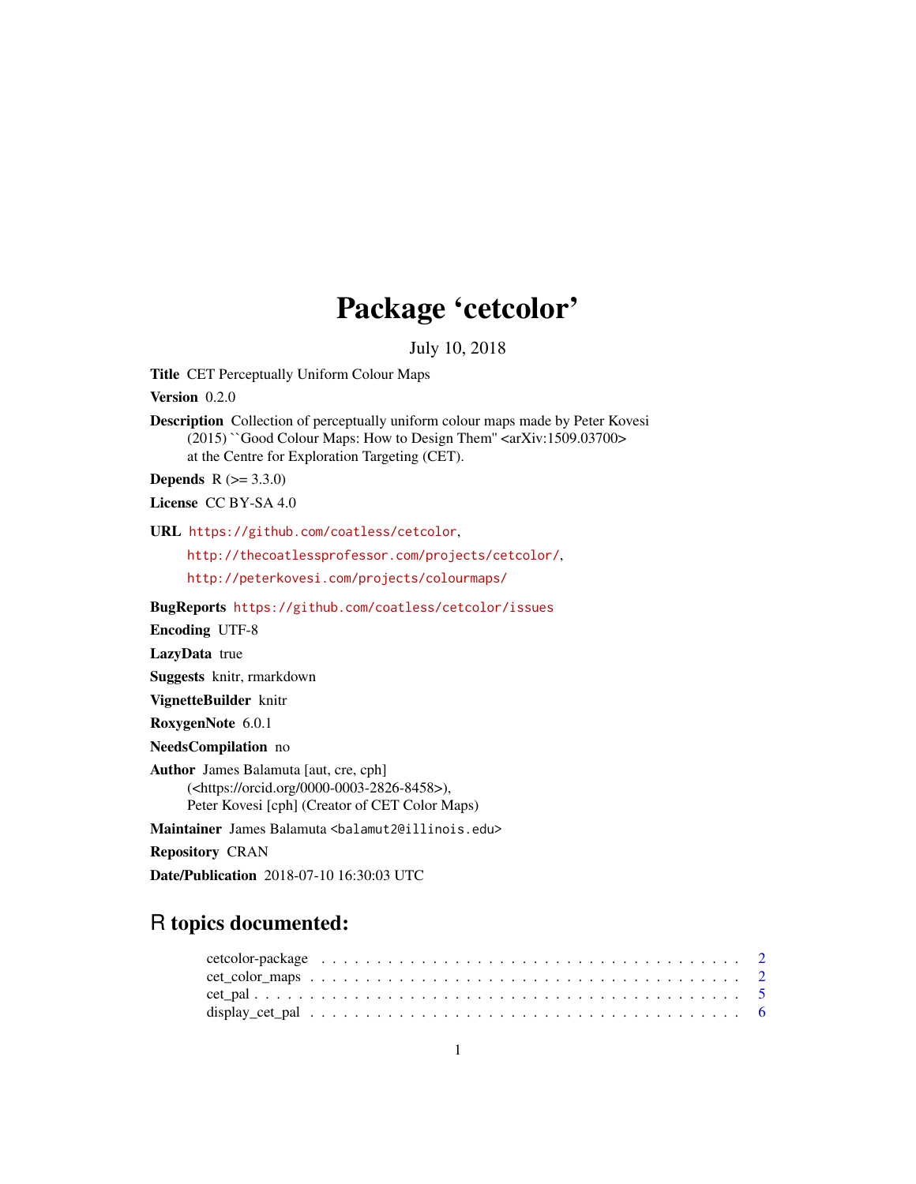# Package 'cetcolor'

July 10, 2018

**Title** CET Perceptually Uniform Colour Maps

**Version** 0.2.0

**Description** Collection of perceptually uniform colour maps made by Peter Kovesi (2015) ``Good Colour Maps: How to Design Them'' <arXiv:1509.03700> at the Centre for Exploration Targeting (CET).

**Depends** R (>= 3.3.0)

**License** CC BY-SA 4.0

**URL** https://github.com/coatless/cetcolor,
http://thecoatlessprofessor.com/projects/cetcolor/,
http://peterkovesi.com/projects/colourmaps/

**BugReports** https://github.com/coatless/cetcolor/issues

**Encoding** UTF-8

**LazyData** true

**Suggests** knitr, rmarkdown

**VignetteBuilder** knitr

**RoxygenNote** 6.0.1

**NeedsCompilation** no

**Author** James Balamuta [aut, cre, cph] (<https://orcid.org/0000-0003-2826-8458>), Peter Kovesi [cph] (Creator of CET Color Maps)

**Maintainer** James Balamuta <balamut2@illinois.edu>

**Repository** CRAN

**Date/Publication** 2018-07-10 16:30:03 UTC

## R topics documented:

| | |
|---|---|
| cetcolor-package | 2 |
| cet_color_maps | 2 |
| cet_pal | 5 |
| display_cet_pal | 6 |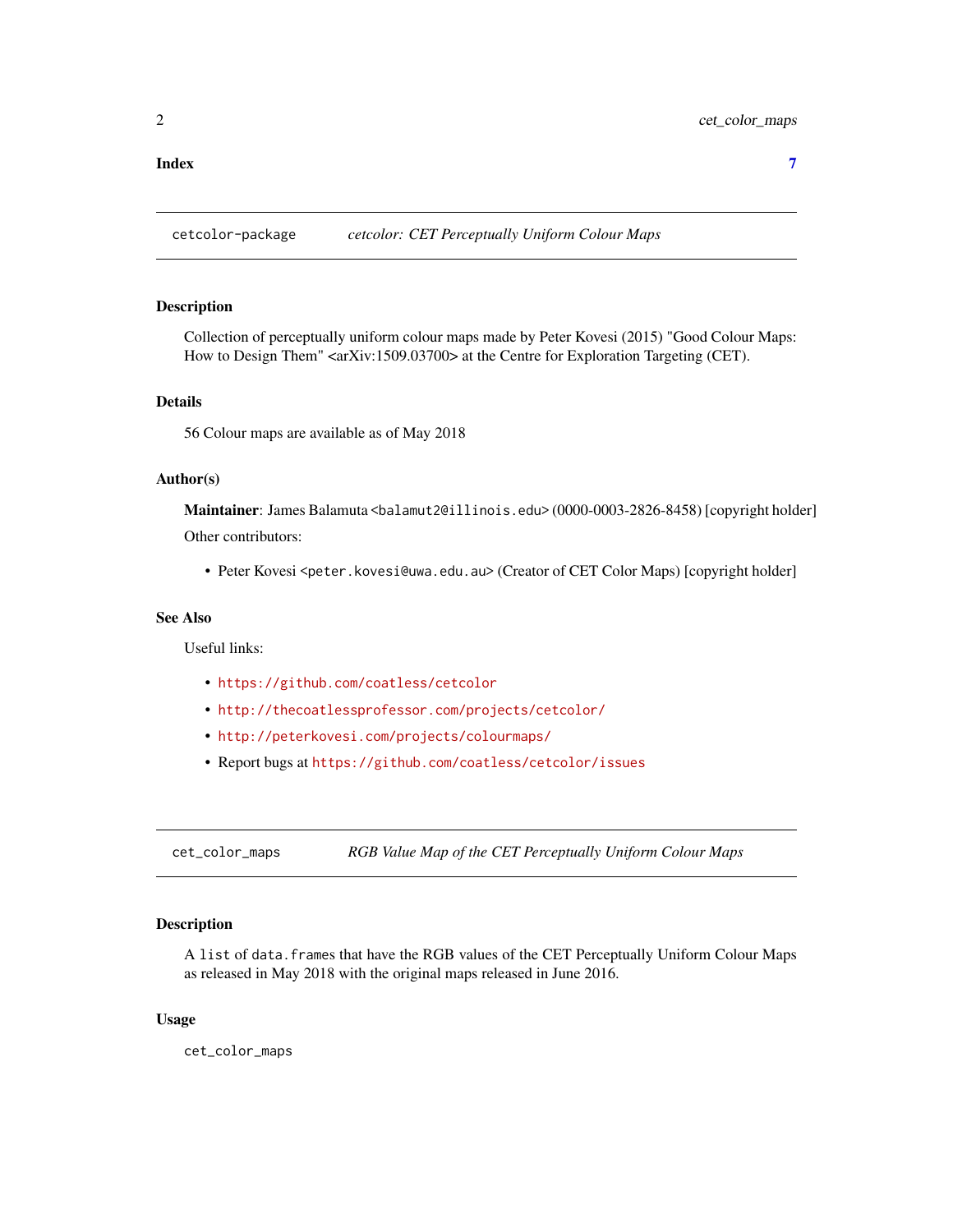Index 7

## cetcolor-package *cetcolor: CET Perceptually Uniform Colour Maps*

### Description

Collection of perceptually uniform colour maps made by Peter Kovesi (2015) "Good Colour Maps: How to Design Them" <arXiv:1509.03700> at the Centre for Exploration Targeting (CET).

### Details

56 Colour maps are available as of May 2018

### Author(s)

**Maintainer**: James Balamuta <balamut2@illinois.edu> (0000-0003-2826-8458) [copyright holder]

Other contributors:

- Peter Kovesi <peter.kovesi@uwa.edu.au> (Creator of CET Color Maps) [copyright holder]

### See Also

Useful links:

- https://github.com/coatless/cetcolor
- http://thecoatlessprofessor.com/projects/cetcolor/
- http://peterkovesi.com/projects/colourmaps/
- Report bugs at https://github.com/coatless/cetcolor/issues

## cet_color_maps *RGB Value Map of the CET Perceptually Uniform Colour Maps*

### Description

A `list` of `data.frames` that have the RGB values of the CET Perceptually Uniform Colour Maps as released in May 2018 with the original maps released in June 2016.

### Usage

```
cet_color_maps
```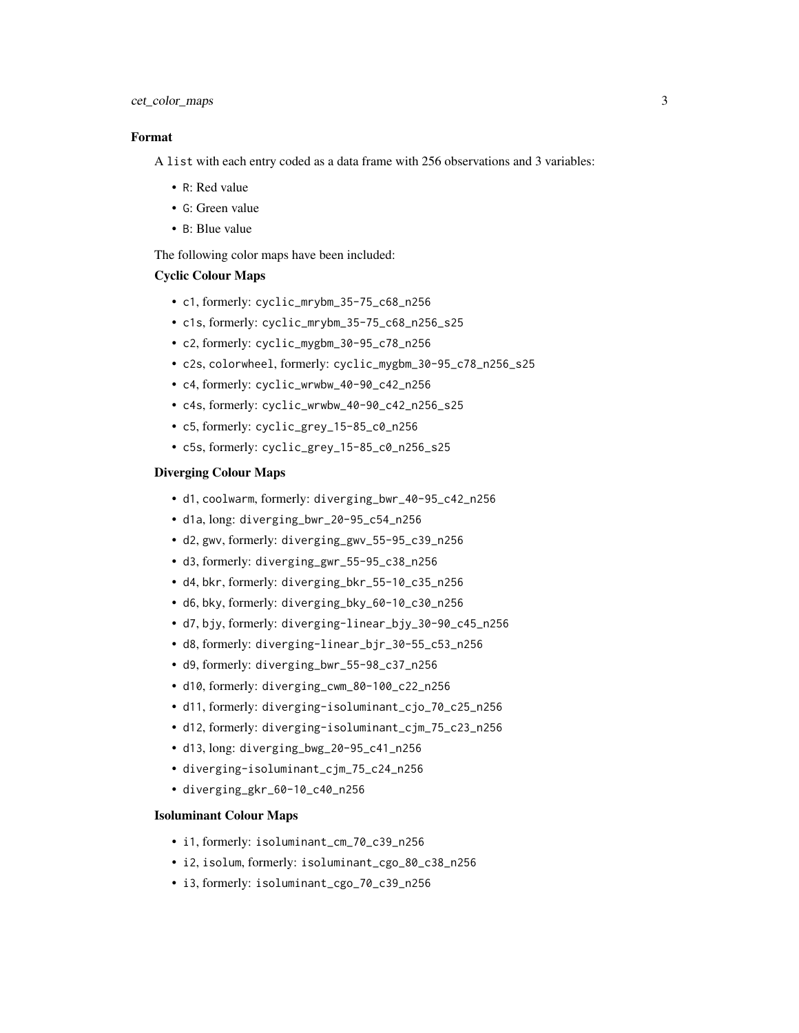### Format

A list with each entry coded as a data frame with 256 observations and 3 variables:

- R: Red value
- G: Green value
- B: Blue value

The following color maps have been included:

#### Cyclic Colour Maps

- c1, formerly: cyclic_mrybm_35-75_c68_n256
- c1s, formerly: cyclic_mrybm_35-75_c68_n256_s25
- c2, formerly: cyclic_mygbm_30-95_c78_n256
- c2s, colorwheel, formerly: cyclic_mygbm_30-95_c78_n256_s25
- c4, formerly: cyclic_wrwbw_40-90_c42_n256
- c4s, formerly: cyclic_wrwbw_40-90_c42_n256_s25
- c5, formerly: cyclic_grey_15-85_c0_n256
- c5s, formerly: cyclic_grey_15-85_c0_n256_s25

#### Diverging Colour Maps

- d1, coolwarm, formerly: diverging_bwr_40-95_c42_n256
- d1a, long: diverging_bwr_20-95_c54_n256
- d2, gwv, formerly: diverging_gwv_55-95_c39_n256
- d3, formerly: diverging_gwr_55-95_c38_n256
- d4, bkr, formerly: diverging_bkr_55-10_c35_n256
- d6, bky, formerly: diverging_bky_60-10_c30_n256
- d7, bjy, formerly: diverging-linear_bjy_30-90_c45_n256
- d8, formerly: diverging-linear_bjr_30-55_c53_n256
- d9, formerly: diverging_bwr_55-98_c37_n256
- d10, formerly: diverging_cwm_80-100_c22_n256
- d11, formerly: diverging-isoluminant_cjo_70_c25_n256
- d12, formerly: diverging-isoluminant_cjm_75_c23_n256
- d13, long: diverging_bwg_20-95_c41_n256
- diverging-isoluminant_cjm_75_c24_n256
- diverging_gkr_60-10_c40_n256

#### Isoluminant Colour Maps

- i1, formerly: isoluminant_cm_70_c39_n256
- i2, isolum, formerly: isoluminant_cgo_80_c38_n256
- i3, formerly: isoluminant_cgo_70_c39_n256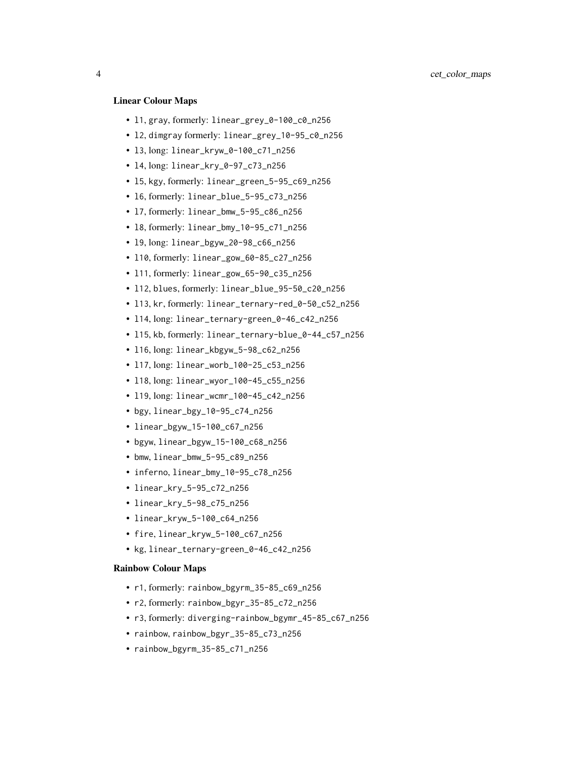### Linear Colour Maps

- `l1`, `gray`, formerly: `linear_grey_0-100_c0_n256`
- `l2`, `dimgray` formerly: `linear_grey_10-95_c0_n256`
- `l3`, long: `linear_kryw_0-100_c71_n256`
- `l4`, long: `linear_kry_0-97_c73_n256`
- `l5`, `kgy`, formerly: `linear_green_5-95_c69_n256`
- `l6`, formerly: `linear_blue_5-95_c73_n256`
- `l7`, formerly: `linear_bmw_5-95_c86_n256`
- `l8`, formerly: `linear_bmy_10-95_c71_n256`
- `l9`, long: `linear_bgyw_20-98_c66_n256`
- `l10`, formerly: `linear_gow_60-85_c27_n256`
- `l11`, formerly: `linear_gow_65-90_c35_n256`
- `l12`, `blues`, formerly: `linear_blue_95-50_c20_n256`
- `l13`, `kr`, formerly: `linear_ternary-red_0-50_c52_n256`
- `l14`, long: `linear_ternary-green_0-46_c42_n256`
- `l15`, `kb`, formerly: `linear_ternary-blue_0-44_c57_n256`
- `l16`, long: `linear_kbgyw_5-98_c62_n256`
- `l17`, long: `linear_worb_100-25_c53_n256`
- `l18`, long: `linear_wyor_100-45_c55_n256`
- `l19`, long: `linear_wcmr_100-45_c42_n256`
- `bgy`, `linear_bgy_10-95_c74_n256`
- `linear_bgyw_15-100_c67_n256`
- `bgyw`, `linear_bgyw_15-100_c68_n256`
- `bmw`, `linear_bmw_5-95_c89_n256`
- `inferno`, `linear_bmy_10-95_c78_n256`
- `linear_kry_5-95_c72_n256`
- `linear_kry_5-98_c75_n256`
- `linear_kryw_5-100_c64_n256`
- `fire`, `linear_kryw_5-100_c67_n256`
- `kg`, `linear_ternary-green_0-46_c42_n256`

### Rainbow Colour Maps

- `r1`, formerly: `rainbow_bgyrm_35-85_c69_n256`
- `r2`, formerly: `rainbow_bgyr_35-85_c72_n256`
- `r3`, formerly: `diverging-rainbow_bgymr_45-85_c67_n256`
- `rainbow`, `rainbow_bgyr_35-85_c73_n256`
- `rainbow_bgyrm_35-85_c71_n256`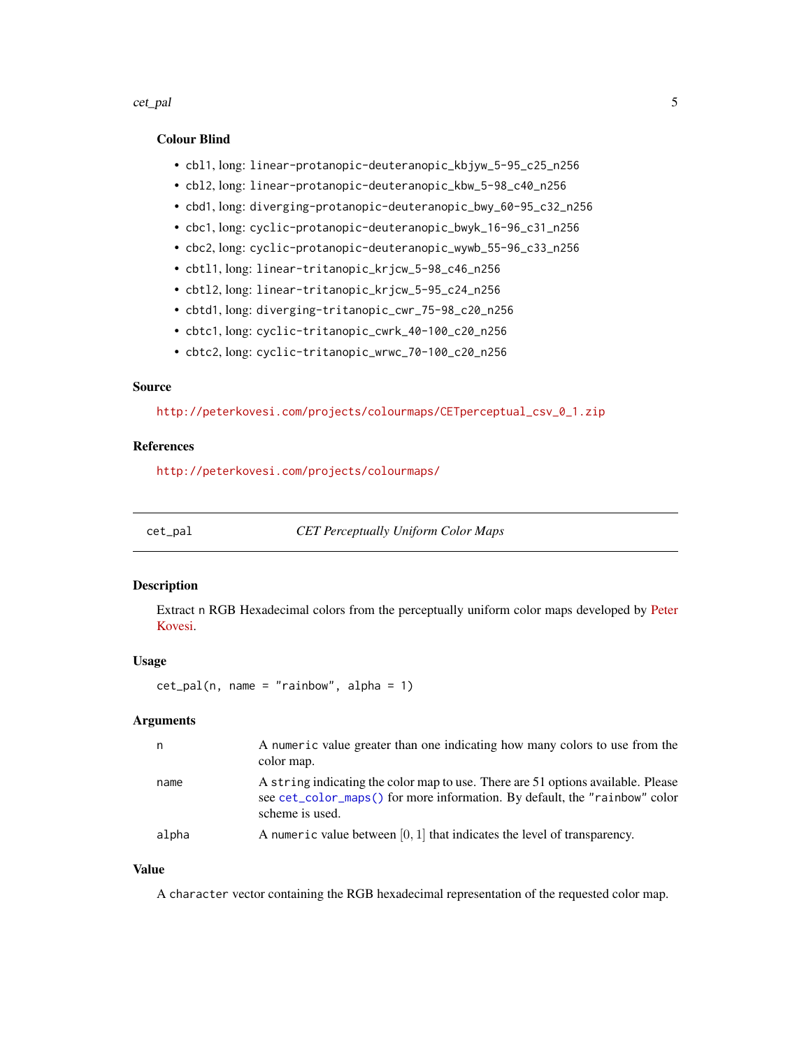### Colour Blind

- cbl1, long: `linear-protanopic-deuteranopic_kbjyw_5-95_c25_n256`
- cbl2, long: `linear-protanopic-deuteranopic_kbw_5-98_c40_n256`
- cbd1, long: `diverging-protanopic-deuteranopic_bwy_60-95_c32_n256`
- cbc1, long: `cyclic-protanopic-deuteranopic_bwyk_16-96_c31_n256`
- cbc2, long: `cyclic-protanopic-deuteranopic_wywb_55-96_c33_n256`
- cbtl1, long: `linear-tritanopic_krjcw_5-98_c46_n256`
- cbtl2, long: `linear-tritanopic_krjcw_5-95_c24_n256`
- cbtd1, long: `diverging-tritanopic_cwr_75-98_c20_n256`
- cbtc1, long: `cyclic-tritanopic_cwrk_40-100_c20_n256`
- cbtc2, long: `cyclic-tritanopic_wrwc_70-100_c20_n256`

## Source

http://peterkovesi.com/projects/colourmaps/CETperceptual_csv_0_1.zip

## References

http://peterkovesi.com/projects/colourmaps/

---

# cet_pal — *CET Perceptually Uniform Color Maps*

## Description

Extract n RGB Hexadecimal colors from the perceptually uniform color maps developed by Peter Kovesi.

## Usage

```
cet_pal(n, name = "rainbow", alpha = 1)
```

## Arguments

| | |
|---|---|
| n | A `numeric` value greater than one indicating how many colors to use from the color map. |
| name | A `string` indicating the color map to use. There are 51 options available. Please see `cet_color_maps()` for more information. By default, the `"rainbow"` color scheme is used. |
| alpha | A `numeric` value between $[0, 1]$ that indicates the level of transparency. |

## Value

A `character` vector containing the RGB hexadecimal representation of the requested color map.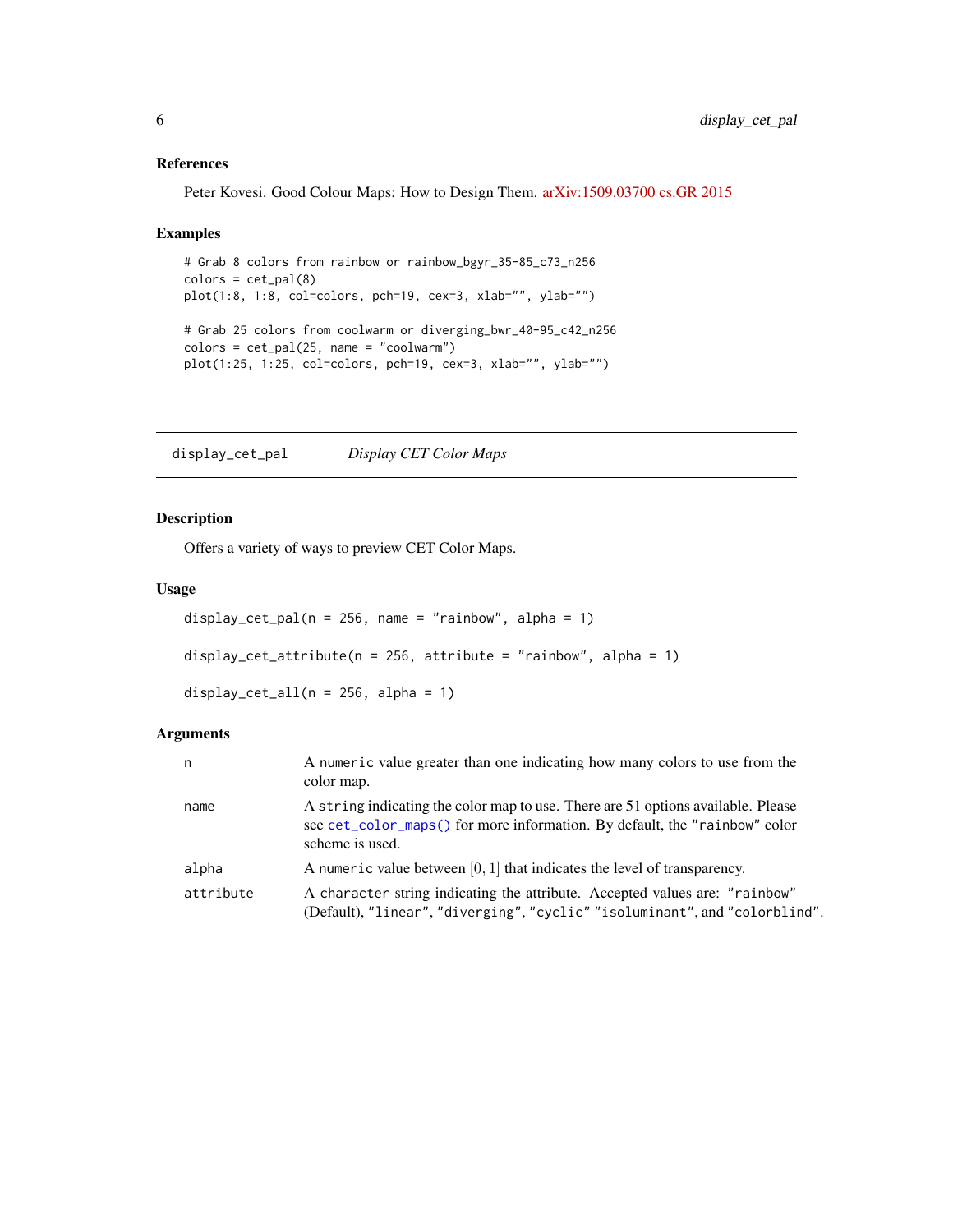### References

Peter Kovesi. Good Colour Maps: How to Design Them. arXiv:1509.03700 cs.GR 2015

### Examples

```
# Grab 8 colors from rainbow or rainbow_bgyr_35-85_c73_n256
colors = cet_pal(8)
plot(1:8, 1:8, col=colors, pch=19, cex=3, xlab="", ylab="")

# Grab 25 colors from coolwarm or diverging_bwr_40-95_c42_n256
colors = cet_pal(25, name = "coolwarm")
plot(1:25, 1:25, col=colors, pch=19, cex=3, xlab="", ylab="")
```

---

## display_cet_pal *Display CET Color Maps*

### Description

Offers a variety of ways to preview CET Color Maps.

### Usage

```
display_cet_pal(n = 256, name = "rainbow", alpha = 1)

display_cet_attribute(n = 256, attribute = "rainbow", alpha = 1)

display_cet_all(n = 256, alpha = 1)
```

### Arguments

| | |
|---|---|
| `n` | A `numeric` value greater than one indicating how many colors to use from the color map. |
| `name` | A `string` indicating the color map to use. There are 51 options available. Please see `cet_color_maps()` for more information. By default, the `"rainbow"` color scheme is used. |
| `alpha` | A `numeric` value between $[0, 1]$ that indicates the level of transparency. |
| `attribute` | A `character` string indicating the attribute. Accepted values are: `"rainbow"` (Default), `"linear"`, `"diverging"`, `"cyclic"` `"isoluminant"`, and `"colorblind"`. |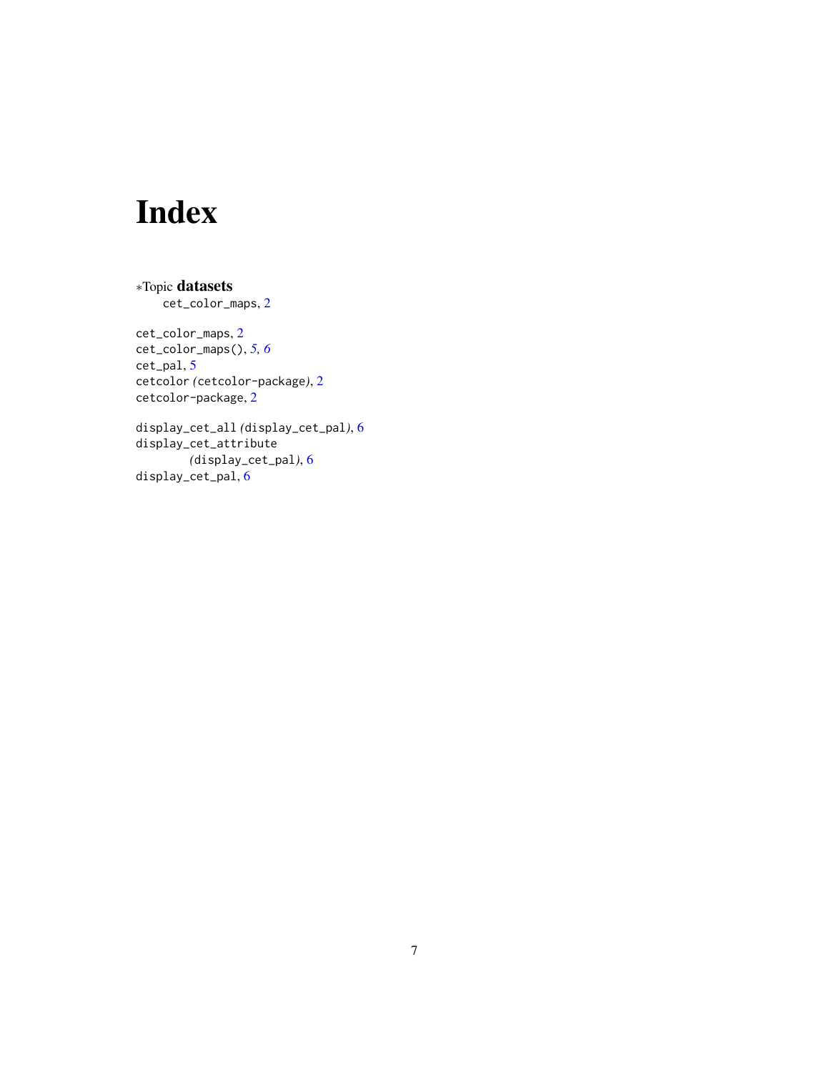# Index

*Topic **datasets**
    cet_color_maps, 2

cet_color_maps, 2
cet_color_maps(), *5, 6*
cet_pal, 5
cetcolor *(*cetcolor-package*)*, 2
cetcolor-package, 2

display_cet_all *(*display_cet_pal*)*, 6
display_cet_attribute
        *(*display_cet_pal*)*, 6
display_cet_pal, 6